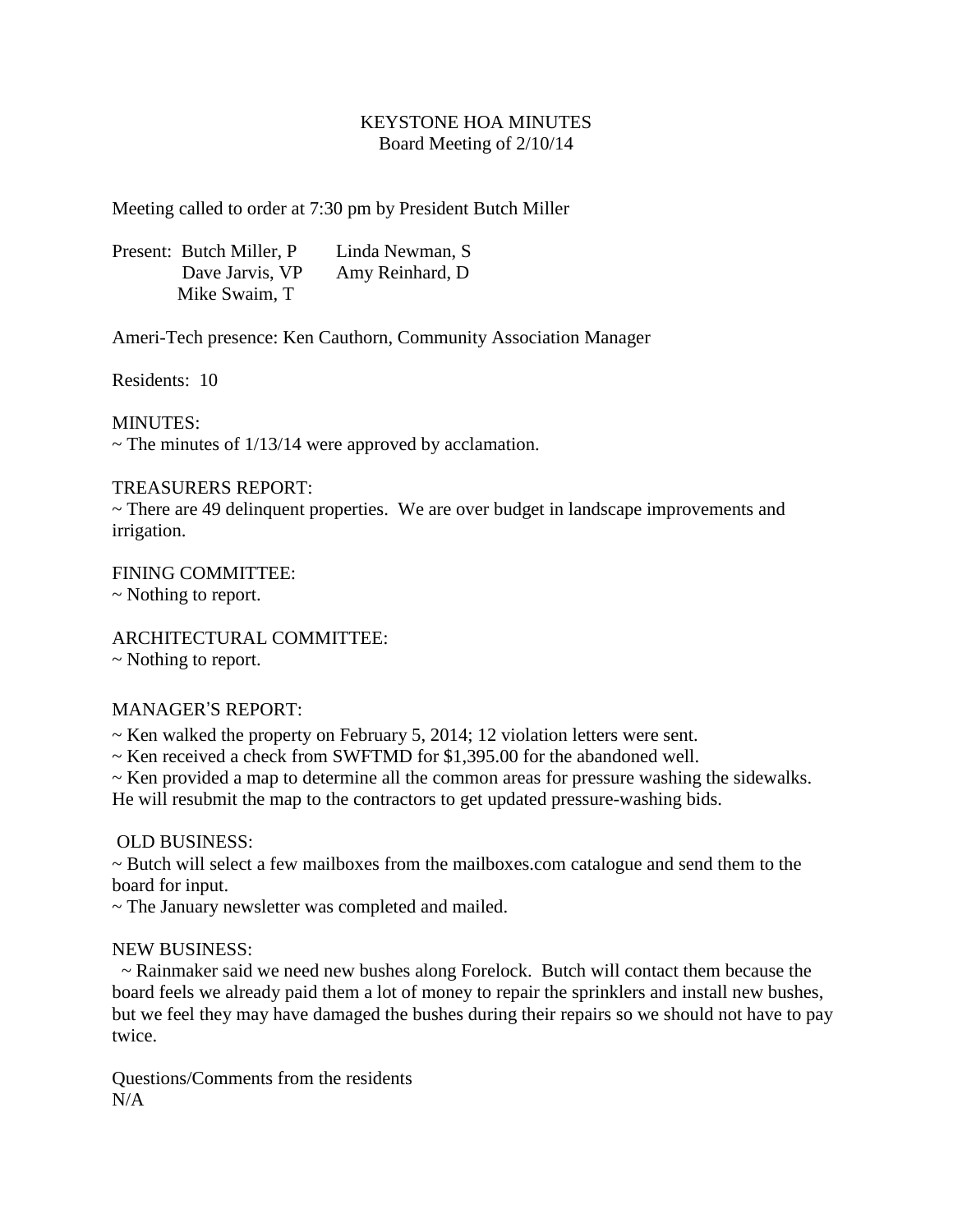# KEYSTONE HOA MINUTES
## Board Meeting of 2/10/14

Meeting called to order at 7:30 pm by President Butch Miller

Present: Butch Miller, P  
Dave Jarvis, VP  
Mike Swaim, T  
Linda Newman, S  
Amy Reinhard, D

Ameri-Tech presence: Ken Cauthorn, Community Association Manager

Residents: 10

MINUTES:  
~ The minutes of 1/13/14 were approved by acclamation.

TREASURERS REPORT:  
~ There are 49 delinquent properties. We are over budget in landscape improvements and irrigation.

FINING COMMITTEE:  
~ Nothing to report.

ARCHITECTURAL COMMITTEE:  
~ Nothing to report.

MANAGER'S REPORT:  
~ Ken walked the property on February 5, 2014; 12 violation letters were sent.  
~ Ken received a check from SWFTMD for $1,395.00 for the abandoned well.  
~ Ken provided a map to determine all the common areas for pressure washing the sidewalks. He will resubmit the map to the contractors to get updated pressure-washing bids.

OLD BUSINESS:  
~ Butch will select a few mailboxes from the mailboxes.com catalogue and send them to the board for input.  
~ The January newsletter was completed and mailed.

NEW BUSINESS:  
~ Rainmaker said we need new bushes along Forelock. Butch will contact them because the board feels we already paid them a lot of money to repair the sprinklers and install new bushes, but we feel they may have damaged the bushes during their repairs so we should not have to pay twice.

Questions/Comments from the residents  
N/A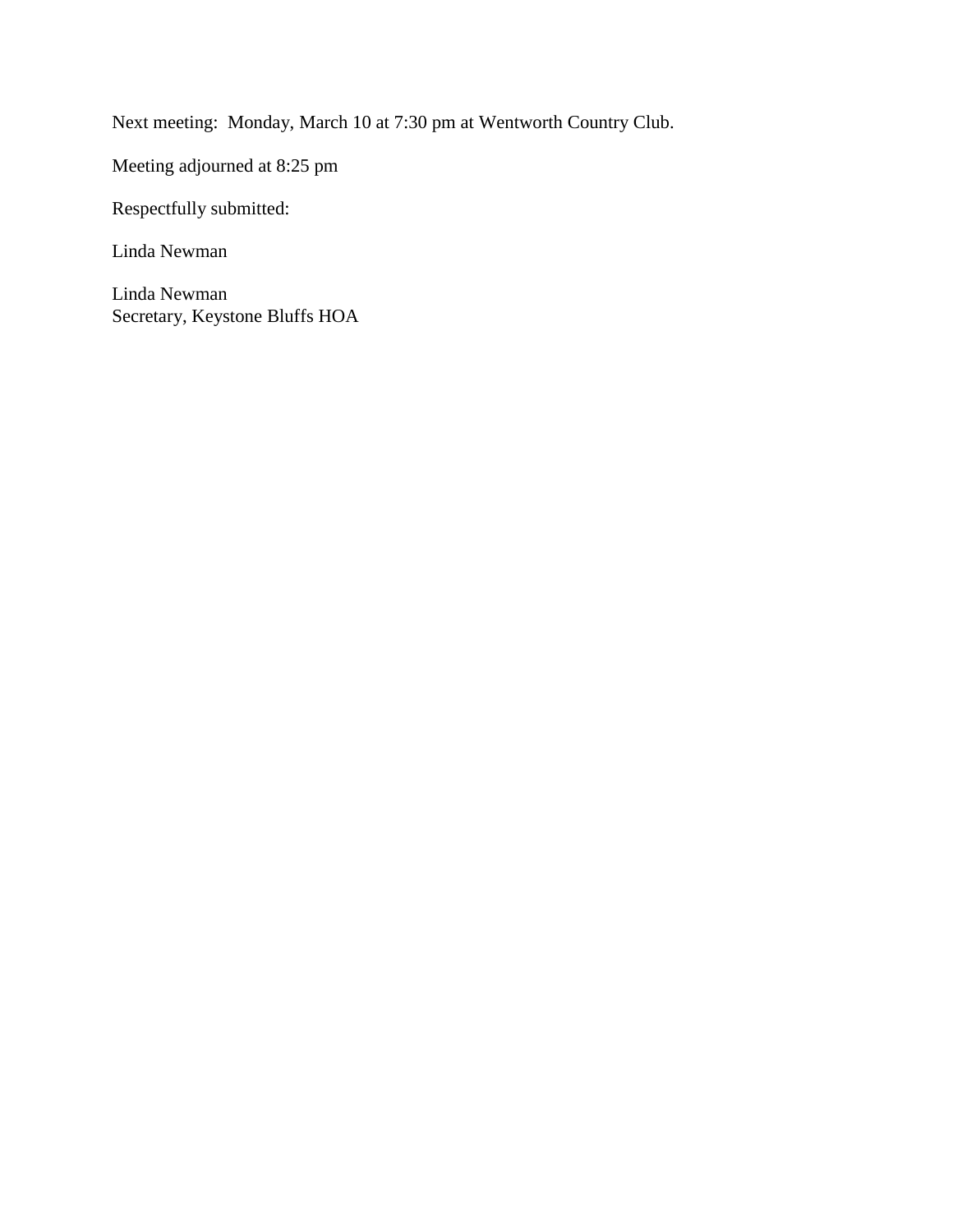Next meeting: Monday, March 10 at 7:30 pm at Wentworth Country Club.

Meeting adjourned at 8:25 pm

Respectfully submitted:

Linda Newman

Linda Newman
Secretary, Keystone Bluffs HOA